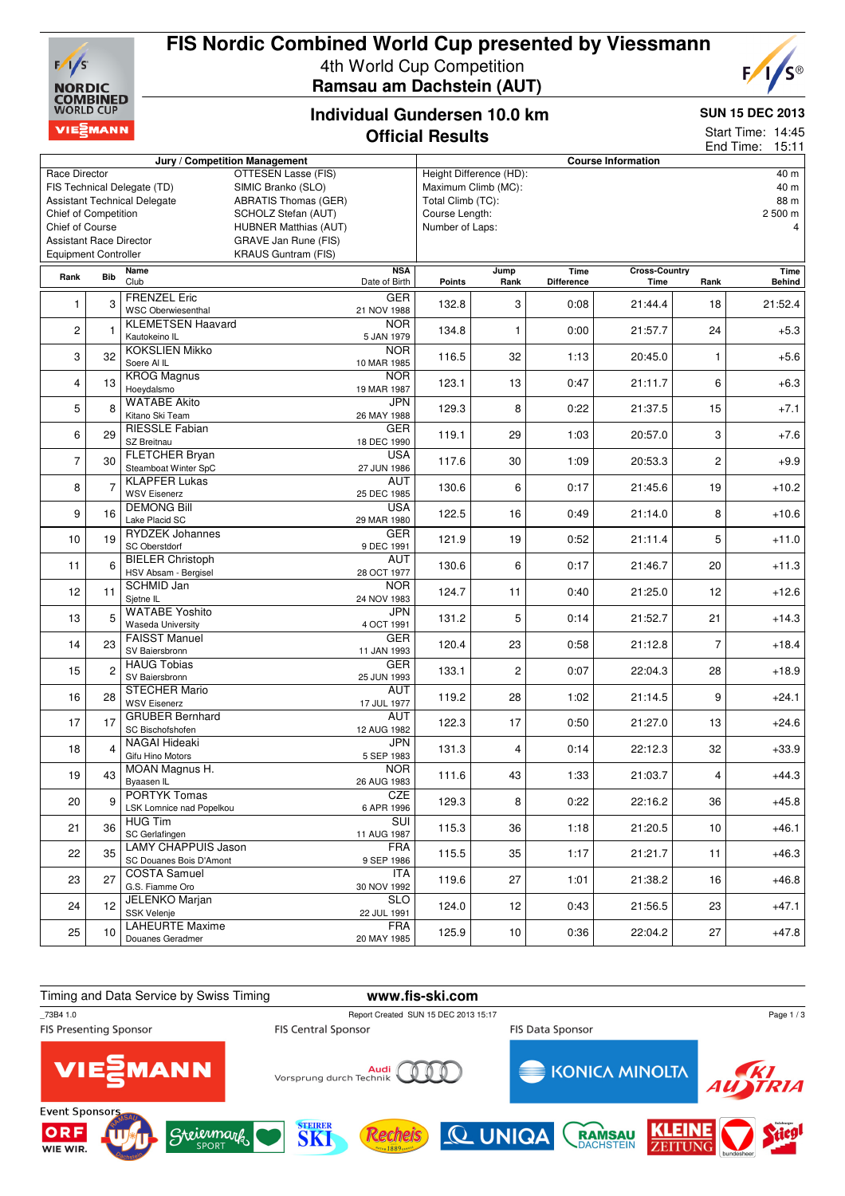# FIS Nordic Combined World Cup presented by Viessmann

## 4th World Cup Competition

## Ramsau am Dachstein (AUT)

### Individual Gundersen 10.0 km

### Official Results

SUN 15 DEC 2013

Start Time: 14:45

End Time: 15:11

| Jury / Competition Management | |
|---|---|
| Race Director | OTTESEN Lasse (FIS) |
| FIS Technical Delegate (TD) | SIMIC Branko (SLO) |
| Assistant Technical Delegate | ABRATIS Thomas (GER) |
| Chief of Competition | SCHOLZ Stefan (AUT) |
| Chief of Course | HUBNER Matthias (AUT) |
| Assistant Race Director | GRAVE Jan Rune (FIS) |
| Equipment Controller | KRAUS Guntram (FIS) |

| Course Information | |
|---|---|
| Height Difference (HD): | 40 m |
| Maximum Climb (MC): | 40 m |
| Total Climb (TC): | 88 m |
| Course Length: | 2 500 m |
| Number of Laps: | 4 |

| Rank | Bib | Name / Club | NSA / Date of Birth | Points | Jump Rank | Time Difference | Cross-Country Time | Rank | Time Behind |
|---|---|---|---|---|---|---|---|---|---|
| 1 | 3 | FRENZEL Eric / WSC Oberwiesenthal | GER / 21 NOV 1988 | 132.8 | 3 | 0:08 | 21:44.4 | 18 | 21:52.4 |
| 2 | 1 | KLEMETSEN Haavard / Kautokeino IL | NOR / 5 JAN 1979 | 134.8 | 1 | 0:00 | 21:57.7 | 24 | +5.3 |
| 3 | 32 | KOKSLIEN Mikko / Soere Al IL | NOR / 10 MAR 1985 | 116.5 | 32 | 1:13 | 20:45.0 | 1 | +5.6 |
| 4 | 13 | KROG Magnus / Hoeydalsmo | NOR / 19 MAR 1987 | 123.1 | 13 | 0:47 | 21:11.7 | 6 | +6.3 |
| 5 | 8 | WATABE Akito / Kitano Ski Team | JPN / 26 MAY 1988 | 129.3 | 8 | 0:22 | 21:37.5 | 15 | +7.1 |
| 6 | 29 | RIESSLE Fabian / SZ Breitnau | GER / 18 DEC 1990 | 119.1 | 29 | 1:03 | 20:57.0 | 3 | +7.6 |
| 7 | 30 | FLETCHER Bryan / Steamboat Winter SpC | USA / 27 JUN 1986 | 117.6 | 30 | 1:09 | 20:53.3 | 2 | +9.9 |
| 8 | 7 | KLAPFER Lukas / WSV Eisenerz | AUT / 25 DEC 1985 | 130.6 | 6 | 0:17 | 21:45.6 | 19 | +10.2 |
| 9 | 16 | DEMONG Bill / Lake Placid SC | USA / 29 MAR 1980 | 122.5 | 16 | 0:49 | 21:14.0 | 8 | +10.6 |
| 10 | 19 | RYDZEK Johannes / SC Oberstdorf | GER / 9 DEC 1991 | 121.9 | 19 | 0:52 | 21:11.4 | 5 | +11.0 |
| 11 | 6 | BIELER Christoph / HSV Absam - Bergisel | AUT / 28 OCT 1977 | 130.6 | 6 | 0:17 | 21:46.7 | 20 | +11.3 |
| 12 | 11 | SCHMID Jan / Sjetne IL | NOR / 24 NOV 1983 | 124.7 | 11 | 0:40 | 21:25.0 | 12 | +12.6 |
| 13 | 5 | WATABE Yoshito / Waseda University | JPN / 4 OCT 1991 | 131.2 | 5 | 0:14 | 21:52.7 | 21 | +14.3 |
| 14 | 23 | FAISST Manuel / SV Baiersbronn | GER / 11 JAN 1993 | 120.4 | 23 | 0:58 | 21:12.8 | 7 | +18.4 |
| 15 | 2 | HAUG Tobias / SV Baiersbronn | GER / 25 JUN 1993 | 133.1 | 2 | 0:07 | 22:04.3 | 28 | +18.9 |
| 16 | 28 | STECHER Mario / WSV Eisenerz | AUT / 17 JUL 1977 | 119.2 | 28 | 1:02 | 21:14.5 | 9 | +24.1 |
| 17 | 17 | GRUBER Bernhard / SC Bischofshofen | AUT / 12 AUG 1982 | 122.3 | 17 | 0:50 | 21:27.0 | 13 | +24.6 |
| 18 | 4 | NAGAI Hideaki / Gifu Hino Motors | JPN / 5 SEP 1983 | 131.3 | 4 | 0:14 | 22:12.3 | 32 | +33.9 |
| 19 | 43 | MOAN Magnus H. / Byaasen IL | NOR / 26 AUG 1983 | 111.6 | 43 | 1:33 | 21:03.7 | 4 | +44.3 |
| 20 | 9 | PORTYK Tomas / LSK Lomnice nad Popelkou | CZE / 6 APR 1996 | 129.3 | 8 | 0:22 | 22:16.2 | 36 | +45.8 |
| 21 | 36 | HUG Tim / SC Gerlafingen | SUI / 11 AUG 1987 | 115.3 | 36 | 1:18 | 21:20.5 | 10 | +46.1 |
| 22 | 35 | LAMY CHAPPUIS Jason / SC Douanes Bois D'Amont | FRA / 9 SEP 1986 | 115.5 | 35 | 1:17 | 21:21.7 | 11 | +46.3 |
| 23 | 27 | COSTA Samuel / G.S. Fiamme Oro | ITA / 30 NOV 1992 | 119.6 | 27 | 1:01 | 21:38.2 | 16 | +46.8 |
| 24 | 12 | JELENKO Marjan / SSK Velenje | SLO / 22 JUL 1991 | 124.0 | 12 | 0:43 | 21:56.5 | 23 | +47.1 |
| 25 | 10 | LAHEURTE Maxime / Douanes Geradmer | FRA / 20 MAY 1985 | 125.9 | 10 | 0:36 | 22:04.2 | 27 | +47.8 |

Timing and Data Service by Swiss Timing

www.fis-ski.com

_73B4 1.0

Report Created SUN 15 DEC 2013 15:17

FIS Presenting Sponsor: VIESSMANN

FIS Central Sponsor: Audi Vorsprung durch Technik

FIS Data Sponsor: KONICA MINOLTA

Event Sponsors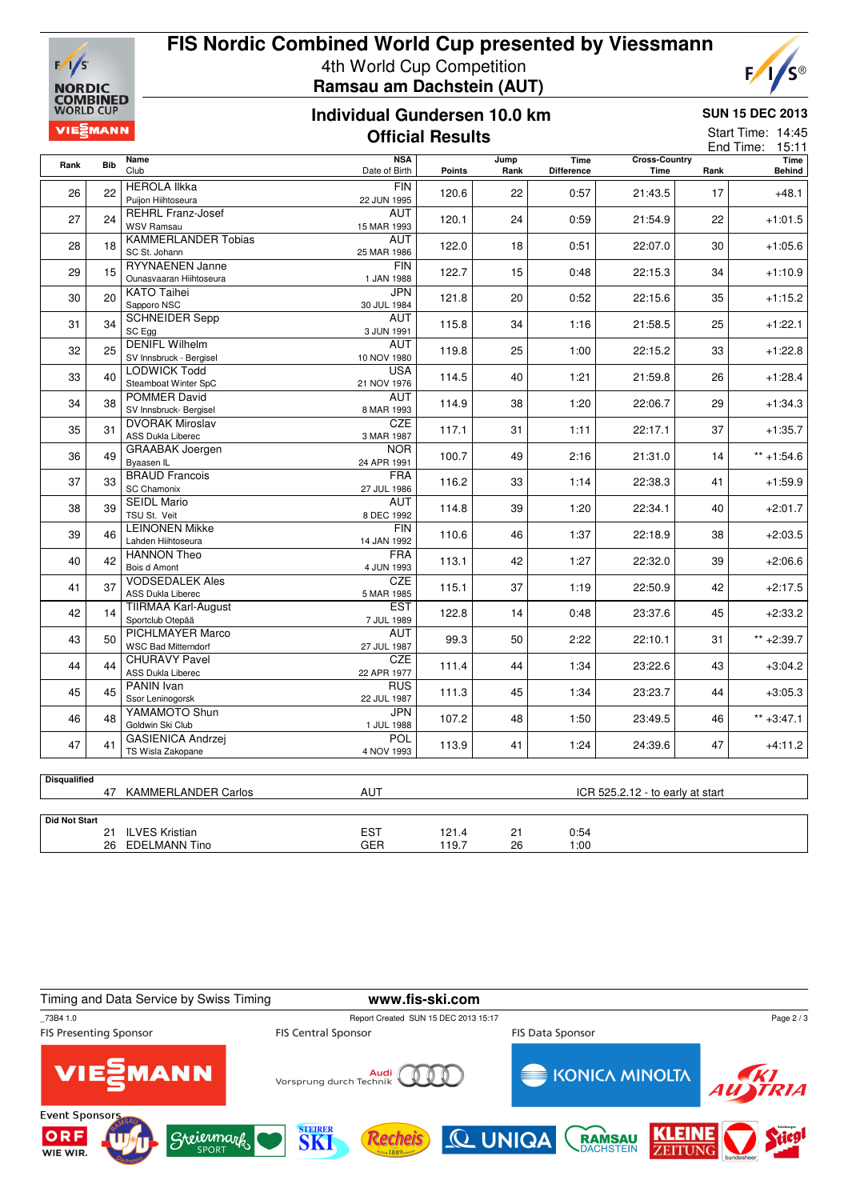# FIS Nordic Combined World Cup presented by Viessmann

4th World Cup Competition

**Ramsau am Dachstein (AUT)**

## Individual Gundersen 10.0 km

## Official Results

**SUN 15 DEC 2013**

Start Time: 14:45

End Time: 15:11

| Rank | Bib | Name / Club | NSA / Date of Birth | Jump Points | Jump Rank | Time Difference | Cross-Country Time | Cross-Country Rank | Time Behind |
|---|---|---|---|---|---|---|---|---|---|
| 26 | 22 | HEROLA Ilkka / Puijon Hiihtoseura | FIN / 22 JUN 1995 | 120.6 | 22 | 0:57 | 21:43.5 | 17 | +48.1 |
| 27 | 24 | REHRL Franz-Josef / WSV Ramsau | AUT / 15 MAR 1993 | 120.1 | 24 | 0:59 | 21:54.9 | 22 | +1:01.5 |
| 28 | 18 | KAMMERLANDER Tobias / SC St. Johann | AUT / 25 MAR 1986 | 122.0 | 18 | 0:51 | 22:07.0 | 30 | +1:05.6 |
| 29 | 15 | RYYNAENEN Janne / Ounasvaaran Hiihtoseura | FIN / 1 JAN 1988 | 122.7 | 15 | 0:48 | 22:15.3 | 34 | +1:10.9 |
| 30 | 20 | KATO Taihei / Sapporo NSC | JPN / 30 JUL 1984 | 121.8 | 20 | 0:52 | 22:15.6 | 35 | +1:15.2 |
| 31 | 34 | SCHNEIDER Sepp / SC Egg | AUT / 3 JUN 1991 | 115.8 | 34 | 1:16 | 21:58.5 | 25 | +1:22.1 |
| 32 | 25 | DENIFL Wilhelm / SV Innsbruck - Bergisel | AUT / 10 NOV 1980 | 119.8 | 25 | 1:00 | 22:15.2 | 33 | +1:22.8 |
| 33 | 40 | LODWICK Todd / Steamboat Winter SpC | USA / 21 NOV 1976 | 114.5 | 40 | 1:21 | 21:59.8 | 26 | +1:28.4 |
| 34 | 38 | POMMER David / SV Innsbruck- Bergisel | AUT / 8 MAR 1993 | 114.9 | 38 | 1:20 | 22:06.7 | 29 | +1:34.3 |
| 35 | 31 | DVORAK Miroslav / ASS Dukla Liberec | CZE / 3 MAR 1987 | 117.1 | 31 | 1:11 | 22:17.1 | 37 | +1:35.7 |
| 36 | 49 | GRAABAK Joergen / Byaasen IL | NOR / 24 APR 1991 | 100.7 | 49 | 2:16 | 21:31.0 | 14 | ** +1:54.6 |
| 37 | 33 | BRAUD Francois / SC Chamonix | FRA / 27 JUL 1986 | 116.2 | 33 | 1:14 | 22:38.3 | 41 | +1:59.9 |
| 38 | 39 | SEIDL Mario / TSU St. Veit | AUT / 8 DEC 1992 | 114.8 | 39 | 1:20 | 22:34.1 | 40 | +2:01.7 |
| 39 | 46 | LEINONEN Mikke / Lahden Hiihtoseura | FIN / 14 JAN 1992 | 110.6 | 46 | 1:37 | 22:18.9 | 38 | +2:03.5 |
| 40 | 42 | HANNON Theo / Bois d Amont | FRA / 4 JUN 1993 | 113.1 | 42 | 1:27 | 22:32.0 | 39 | +2:06.6 |
| 41 | 37 | VODSEDALEK Ales / ASS Dukla Liberec | CZE / 5 MAR 1985 | 115.1 | 37 | 1:19 | 22:50.9 | 42 | +2:17.5 |
| 42 | 14 | TIIRMAA Karl-August / Sportclub Otepää | EST / 7 JUL 1989 | 122.8 | 14 | 0:48 | 23:37.6 | 45 | +2:33.2 |
| 43 | 50 | PICHLMAYER Marco / WSC Bad Mitterndorf | AUT / 27 JUL 1987 | 99.3 | 50 | 2:22 | 22:10.1 | 31 | ** +2:39.7 |
| 44 | 44 | CHURAVY Pavel / ASS Dukla Liberec | CZE / 22 APR 1977 | 111.4 | 44 | 1:34 | 23:22.6 | 43 | +3:04.2 |
| 45 | 45 | PANIN Ivan / Ssor Leningorsk | RUS / 22 JUL 1987 | 111.3 | 45 | 1:34 | 23:23.7 | 44 | +3:05.3 |
| 46 | 48 | YAMAMOTO Shun / Goldwin Ski Club | JPN / 1 JUL 1988 | 107.2 | 48 | 1:50 | 23:49.5 | 46 | ** +3:47.1 |
| 47 | 41 | GASIENICA Andrzej / TS Wisla Zakopane | POL / 4 NOV 1993 | 113.9 | 41 | 1:24 | 24:39.6 | 47 | +4:11.2 |

**Disqualified**

| Bib | Name | NSA | Reason |
|---|---|---|---|
| 47 | KAMMERLANDER Carlos | AUT | ICR 525.2.12 - to early at start |

**Did Not Start**

| Bib | Name | NSA | Jump Points | Jump Rank | Time Difference |
|---|---|---|---|---|---|
| 21 | ILVES Kristian | EST | 121.4 | 21 | 0:54 |
| 26 | EDELMANN Tino | GER | 119.7 | 26 | 1:00 |

Timing and Data Service by Swiss Timing

www.fis-ski.com

_73B4 1.0 Report Created SUN 15 DEC 2013 15:17

FIS Presenting Sponsor: Viessmann

FIS Central Sponsor: Audi Vorsprung durch Technik

FIS Data Sponsor: Konica Minolta

Event Sponsors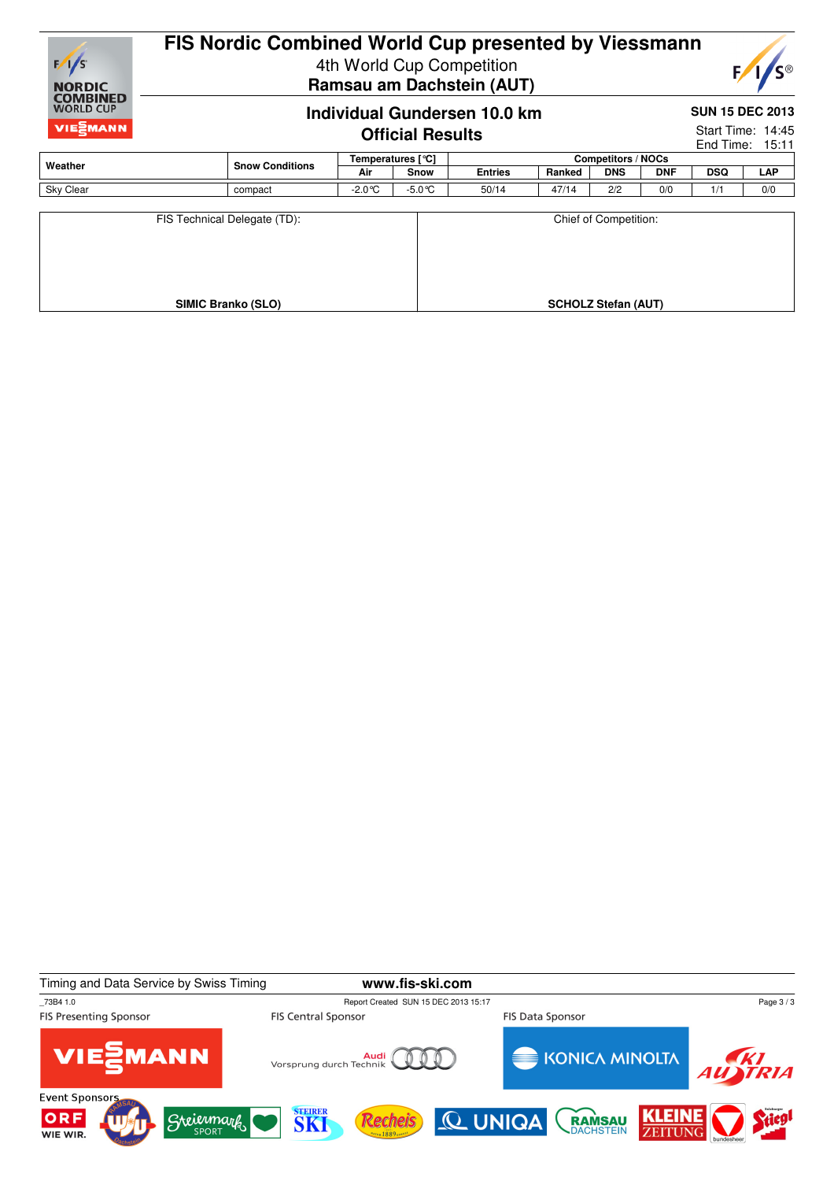# FIS Nordic Combined World Cup presented by Viessmann

4th World Cup Competition
**Ramsau am Dachstein (AUT)**

## Individual Gundersen 10.0 km
## Official Results

**SUN 15 DEC 2013**
Start Time: 14:45
End Time: 15:11

| Weather | Snow Conditions | Temperatures [°C] | | Competitors / NOCs | | | | | |
|---|---|---|---|---|---|---|---|---|---|
| | | Air | Snow | Entries | Ranked | DNS | DNF | DSQ | LAP |
| Sky Clear | compact | -2.0°C | -5.0°C | 50/14 | 47/14 | 2/2 | 0/0 | 1/1 | 0/0 |

| FIS Technical Delegate (TD): | Chief of Competition: |
|---|---|
| **SIMIC Branko (SLO)** | **SCHOLZ Stefan (AUT)** |

Timing and Data Service by Swiss Timing
**www.fis-ski.com**

_73B4 1.0
Report Created SUN 15 DEC 2013 15:17

FIS Presenting Sponsor
FIS Central Sponsor
FIS Data Sponsor
Event Sponsors